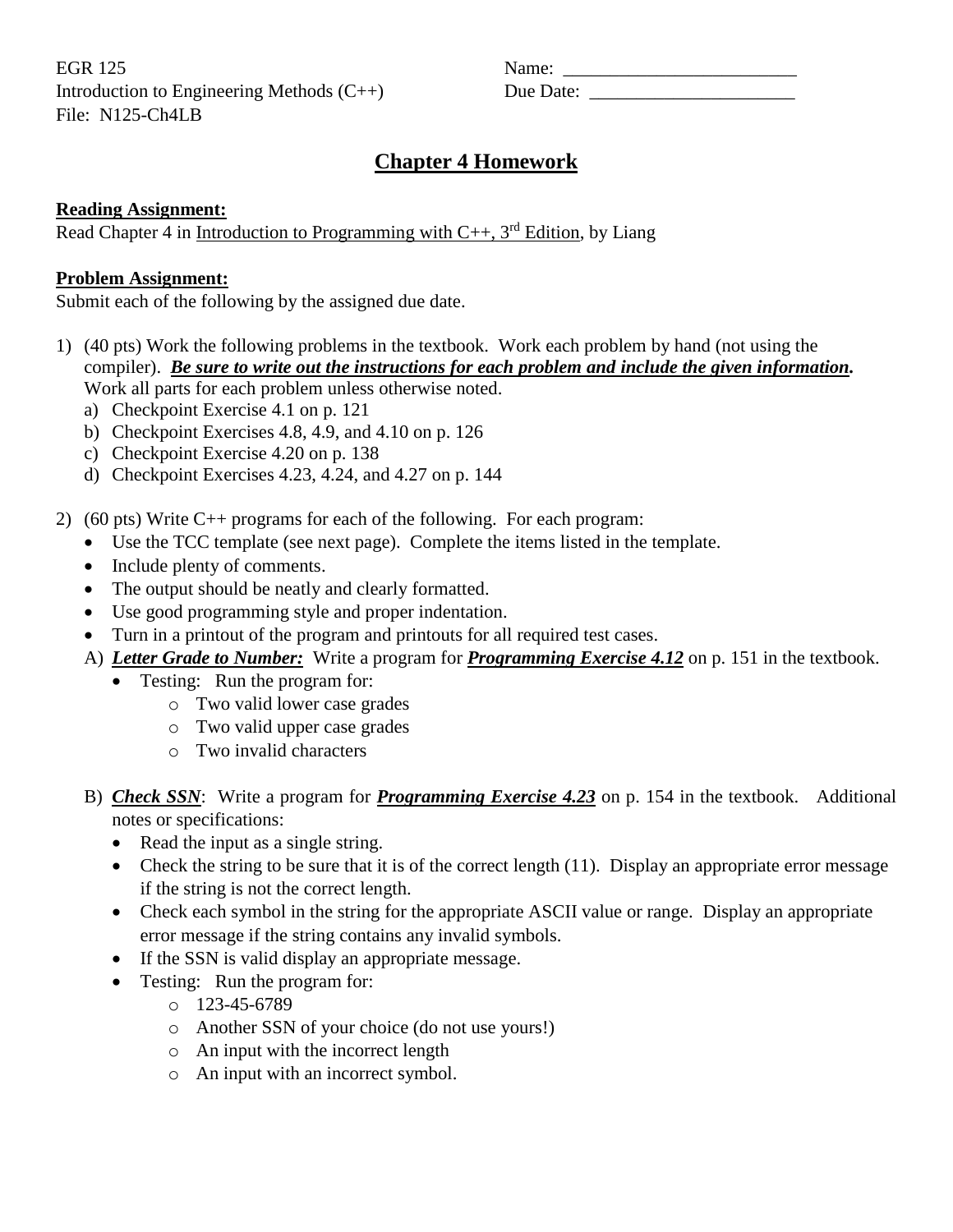EGR 125
Introduction to Engineering Methods (C++)
File: N125-Ch4LB

Name: _________________________
Due Date: ______________________

# Chapter 4 Homework

**Reading Assignment:**
Read Chapter 4 in Introduction to Programming with C++, 3rd Edition, by Liang

**Problem Assignment:**
Submit each of the following by the assigned due date.

1) (40 pts) Work the following problems in the textbook. Work each problem by hand (not using the compiler). ***Be sure to write out the instructions for each problem and include the given information.*** Work all parts for each problem unless otherwise noted.
   a) Checkpoint Exercise 4.1 on p. 121
   b) Checkpoint Exercises 4.8, 4.9, and 4.10 on p. 126
   c) Checkpoint Exercise 4.20 on p. 138
   d) Checkpoint Exercises 4.23, 4.24, and 4.27 on p. 144

2) (60 pts) Write C++ programs for each of the following. For each program:
   - Use the TCC template (see next page). Complete the items listed in the template.
   - Include plenty of comments.
   - The output should be neatly and clearly formatted.
   - Use good programming style and proper indentation.
   - Turn in a printout of the program and printouts for all required test cases.

   A) ***Letter Grade to Number:*** Write a program for ***Programming Exercise 4.12*** on p. 151 in the textbook.
      - Testing: Run the program for:
        - Two valid lower case grades
        - Two valid upper case grades
        - Two invalid characters

   B) ***Check SSN***: Write a program for ***Programming Exercise 4.23*** on p. 154 in the textbook. Additional notes or specifications:
      - Read the input as a single string.
      - Check the string to be sure that it is of the correct length (11). Display an appropriate error message if the string is not the correct length.
      - Check each symbol in the string for the appropriate ASCII value or range. Display an appropriate error message if the string contains any invalid symbols.
      - If the SSN is valid display an appropriate message.
      - Testing: Run the program for:
        - 123-45-6789
        - Another SSN of your choice (do not use yours!)
        - An input with the incorrect length
        - An input with an incorrect symbol.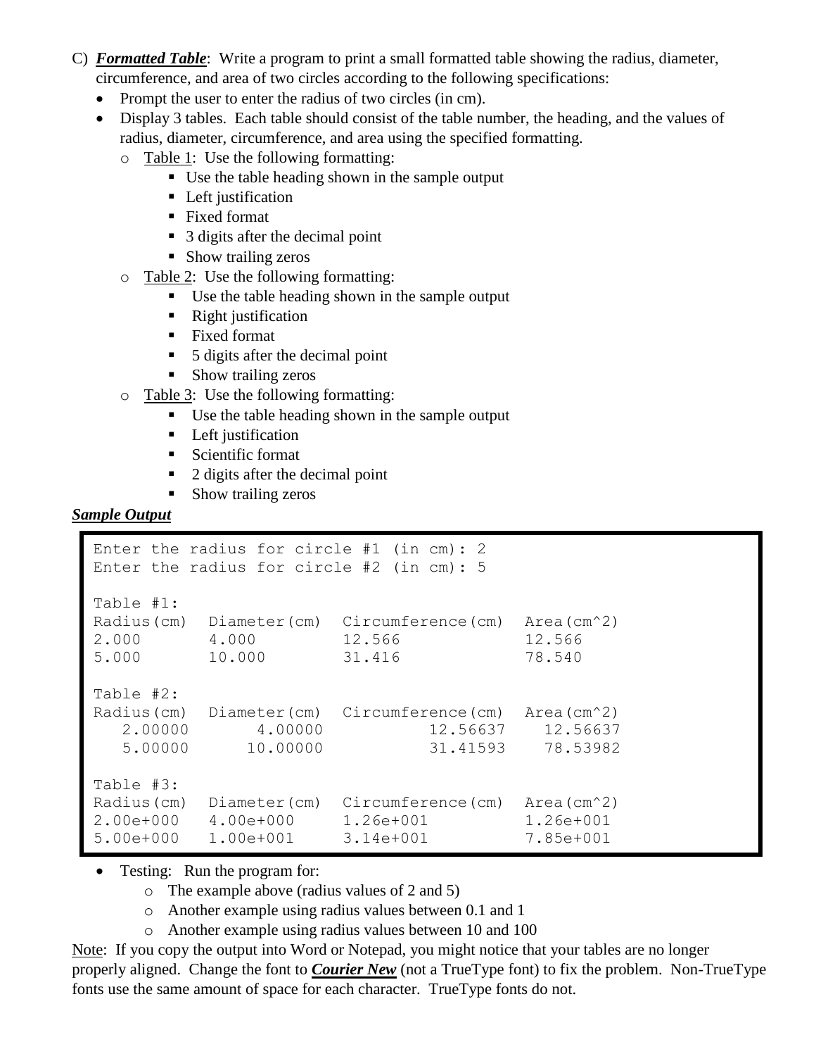C) ***Formatted Table***: Write a program to print a small formatted table showing the radius, diameter, circumference, and area of two circles according to the following specifications:

- Prompt the user to enter the radius of two circles (in cm).
- Display 3 tables. Each table should consist of the table number, the heading, and the values of radius, diameter, circumference, and area using the specified formatting.
  - Table 1: Use the following formatting:
    - Use the table heading shown in the sample output
    - Left justification
    - Fixed format
    - 3 digits after the decimal point
    - Show trailing zeros
  - Table 2: Use the following formatting:
    - Use the table heading shown in the sample output
    - Right justification
    - Fixed format
    - 5 digits after the decimal point
    - Show trailing zeros
  - Table 3: Use the following formatting:
    - Use the table heading shown in the sample output
    - Left justification
    - Scientific format
    - 2 digits after the decimal point
    - Show trailing zeros

***Sample Output***

```
Enter the radius for circle #1 (in cm): 2
Enter the radius for circle #2 (in cm): 5

Table #1:
Radius(cm)  Diameter(cm)  Circumference(cm)  Area(cm^2)
2.000       4.000         12.566             12.566
5.000       10.000        31.416             78.540

Table #2:
Radius(cm)  Diameter(cm)  Circumference(cm)  Area(cm^2)
   2.00000       4.00000           12.56637    12.56637
   5.00000      10.00000           31.41593    78.53982

Table #3:
Radius(cm)  Diameter(cm)  Circumference(cm)  Area(cm^2)
2.00e+000   4.00e+000     1.26e+001          1.26e+001
5.00e+000   1.00e+001     3.14e+001          7.85e+001
```

- Testing: Run the program for:
  - The example above (radius values of 2 and 5)
  - Another example using radius values between 0.1 and 1
  - Another example using radius values between 10 and 100

Note: If you copy the output into Word or Notepad, you might notice that your tables are no longer properly aligned. Change the font to ***Courier New*** (not a TrueType font) to fix the problem. Non-TrueType fonts use the same amount of space for each character. TrueType fonts do not.